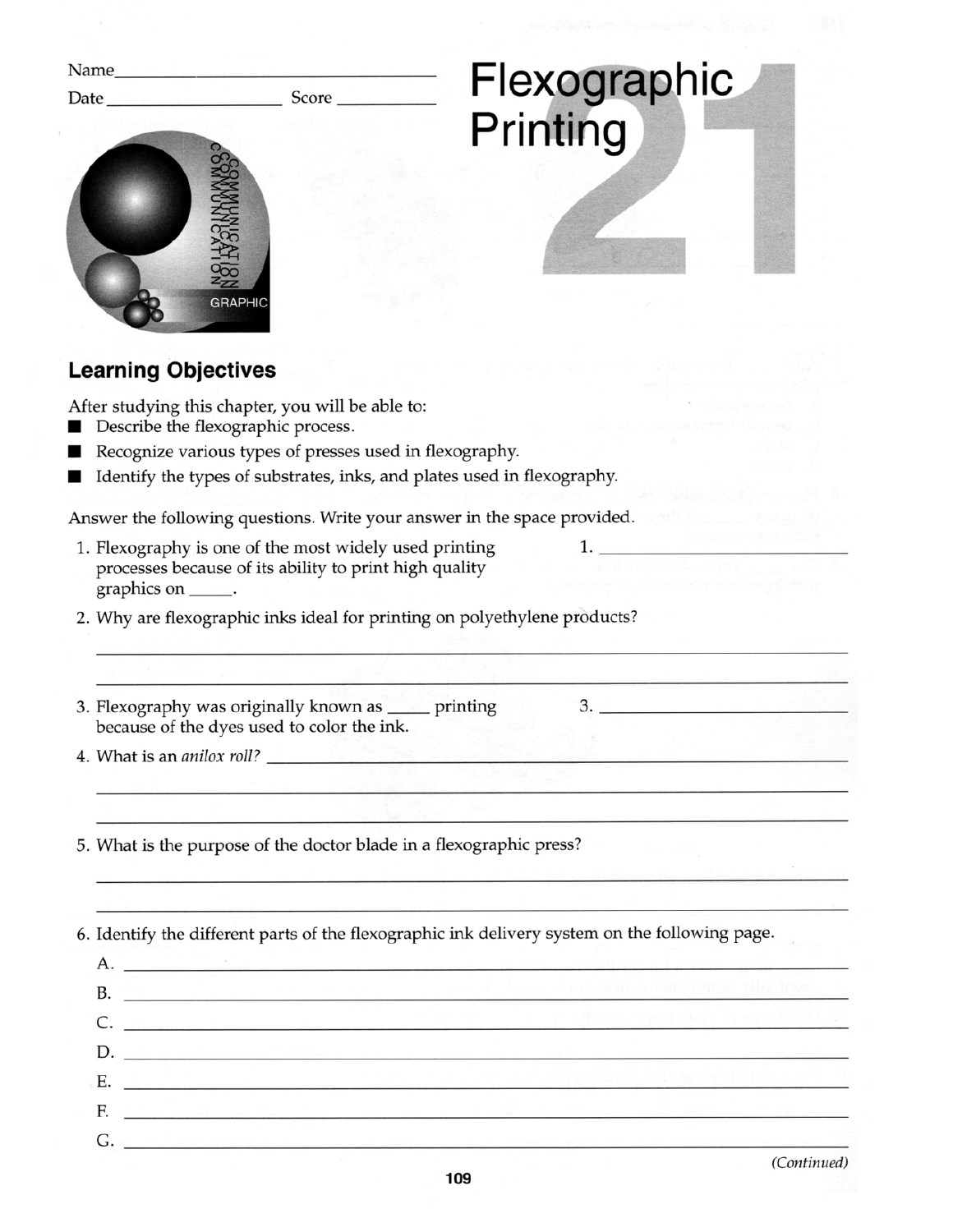Name________________________________

Date____________________ Score ____________

# Flexographic Printing

## 21

## Learning Objectives

After studying this chapter, you will be able to:

- Describe the flexographic process.
- Recognize various types of presses used in flexography.
- Identify the types of substrates, inks, and plates used in flexography.

Answer the following questions. Write your answer in the space provided.

1. Flexography is one of the most widely used printing processes because of its ability to print high quality graphics on _____. 1. ____________________

2. Why are flexographic inks ideal for printing on polyethylene products?

   ______________________________________________________________

   ______________________________________________________________

3. Flexography was originally known as _____ printing because of the dyes used to color the ink. 3. ____________________

4. What is an *anilox roll?* ______________________________________________

   ______________________________________________________________

   ______________________________________________________________

5. What is the purpose of the doctor blade in a flexographic press?

   ______________________________________________________________

   ______________________________________________________________

6. Identify the different parts of the flexographic ink delivery system on the following page.

   A. ____________________________________________________________

   B. ____________________________________________________________

   C. ____________________________________________________________

   D. ____________________________________________________________

   E. ____________________________________________________________

   F. ____________________________________________________________

   G. ____________________________________________________________

*(Continued)*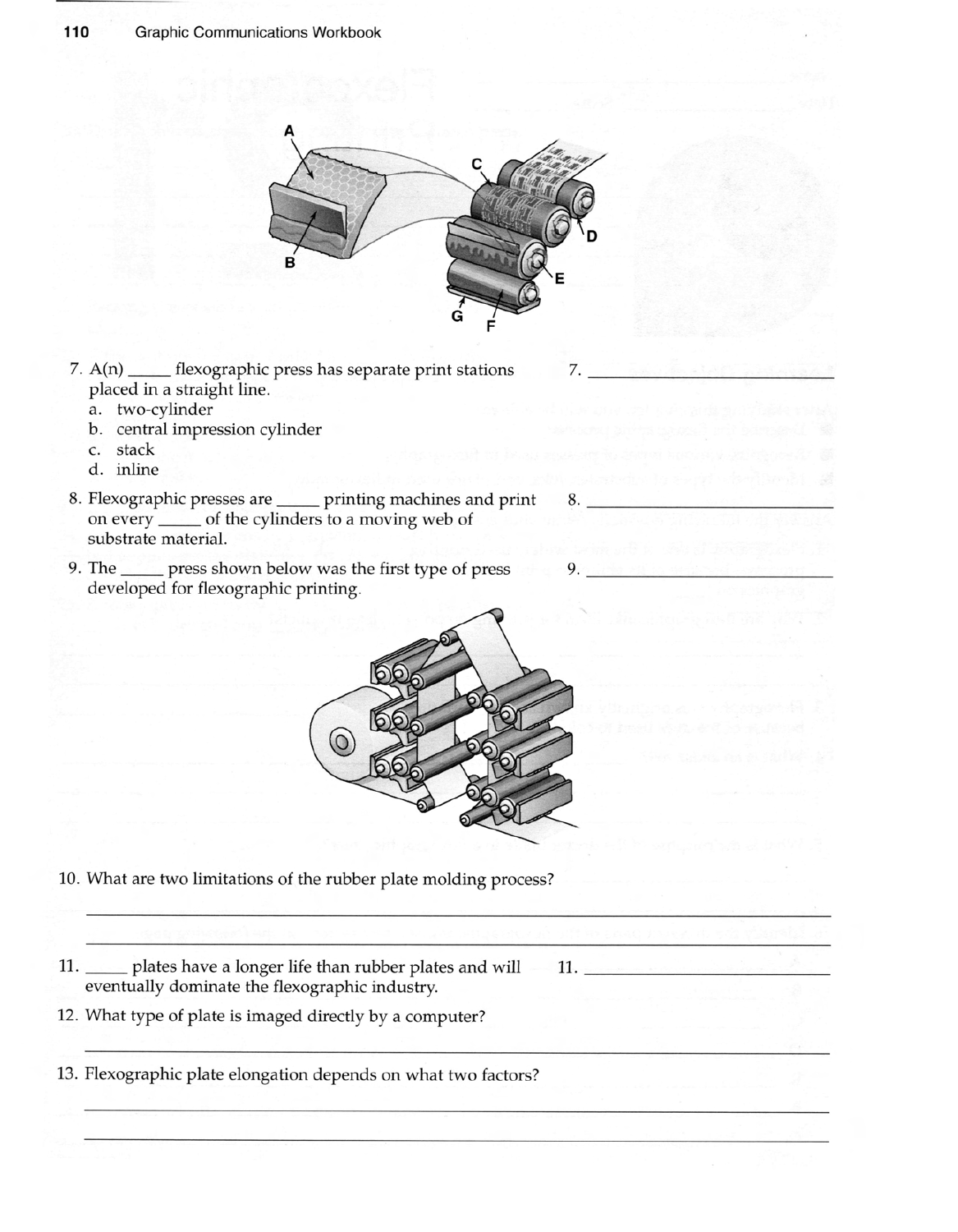A

B

C

D

E

G

F

7. A(n) _____ flexographic press has separate print stations placed in a straight line. 7. ____________________
   a. two-cylinder
   b. central impression cylinder
   c. stack
   d. inline

8. Flexographic presses are _____ printing machines and print on every _____ of the cylinders to a moving web of substrate material. 8. ____________________

9. The _____ press shown below was the first type of press developed for flexographic printing. 9. ____________________

10. What are two limitations of the rubber plate molding process?

____________________________________________________________

____________________________________________________________

11. _____ plates have a longer life than rubber plates and will eventually dominate the flexographic industry. 11. ____________________

12. What type of plate is imaged directly by a computer?

____________________________________________________________

13. Flexographic plate elongation depends on what two factors?

____________________________________________________________

____________________________________________________________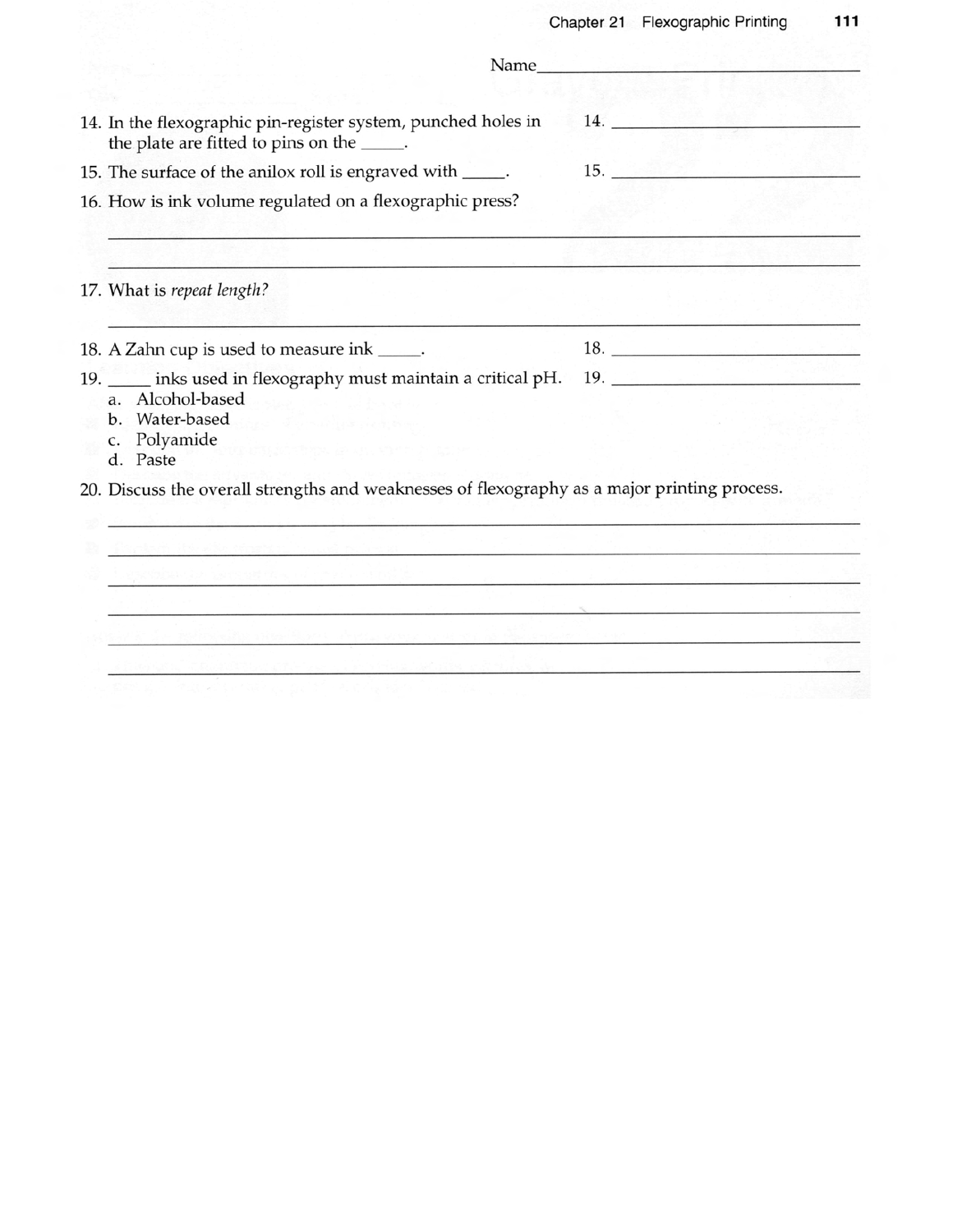Name_______________________________

14. In the flexographic pin-register system, punched holes in the plate are fitted to pins on the _____. 14. _______________________

15. The surface of the anilox roll is engraved with _____. 15. _______________________

16. How is ink volume regulated on a flexographic press?

_______________________________________________________________

_______________________________________________________________

17. What is *repeat length?*

_______________________________________________________________

18. A Zahn cup is used to measure ink _____. 18. _______________________

19. _____ inks used in flexography must maintain a critical pH. 19. _______________________
    a. Alcohol-based
    b. Water-based
    c. Polyamide
    d. Paste

20. Discuss the overall strengths and weaknesses of flexography as a major printing process.

_______________________________________________________________

_______________________________________________________________

_______________________________________________________________

_______________________________________________________________

_______________________________________________________________

_______________________________________________________________